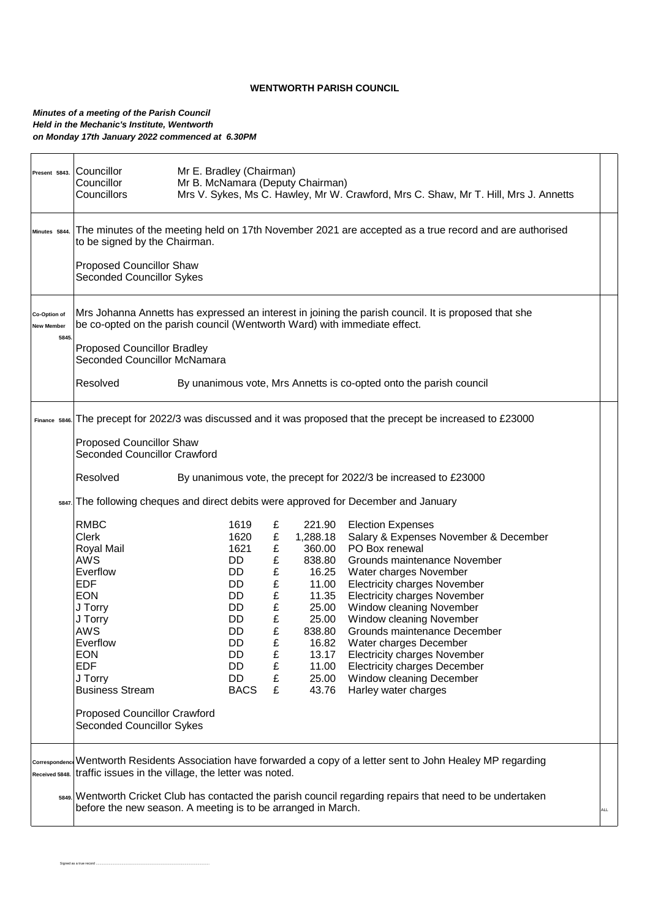# WENTWORTH PARISH COUNCIL

***Minutes of a meeting of the Parish Council***
***Held in the Mechanic's Institute, Wentworth***
***on Monday 17th January 2022 commenced at 6.30PM***

**Present 5843.**

Councillor Mr E. Bradley (Chairman)
Councillor Mr B. McNamara (Deputy Chairman)
Councillors Mrs V. Sykes, Ms C. Hawley, Mr W. Crawford, Mrs C. Shaw, Mr T. Hill, Mrs J. Annetts

**Minutes 5844.**

The minutes of the meeting held on 17th November 2021 are accepted as a true record and are authorised to be signed by the Chairman.

Proposed Councillor Shaw
Seconded Councillor Sykes

**Co-Option of New Member 5845.**

Mrs Johanna Annetts has expressed an interest in joining the parish council. It is proposed that she be co-opted on the parish council (Wentworth Ward) with immediate effect.

Proposed Councillor Bradley
Seconded Councillor McNamara

Resolved — By unanimous vote, Mrs Annetts is co-opted onto the parish council

**Finance 5846.**

The precept for 2022/3 was discussed and it was proposed that the precept be increased to £23000

Proposed Councillor Shaw
Seconded Councillor Crawford

Resolved — By unanimous vote, the precept for 2022/3 be increased to £23000

**5847.** The following cheques and direct debits were approved for December and January

| Payee | Ref | | Amount | Description |
|---|---|---|---|---|
| RMBC | 1619 | £ | 221.90 | Election Expenses |
| Clerk | 1620 | £ | 1,288.18 | Salary & Expenses November & December |
| Royal Mail | 1621 | £ | 360.00 | PO Box renewal |
| AWS | DD | £ | 838.80 | Grounds maintenance November |
| Everflow | DD | £ | 16.25 | Water charges November |
| EDF | DD | £ | 11.00 | Electricity charges November |
| EON | DD | £ | 11.35 | Electricity charges November |
| J Torry | DD | £ | 25.00 | Window cleaning November |
| J Torry | DD | £ | 25.00 | Window cleaning November |
| AWS | DD | £ | 838.80 | Grounds maintenance December |
| Everflow | DD | £ | 16.82 | Water charges December |
| EON | DD | £ | 13.17 | Electricity charges November |
| EDF | DD | £ | 11.00 | Electricity charges December |
| J Torry | DD | £ | 25.00 | Window cleaning December |
| Business Stream | BACS | £ | 43.76 | Harley water charges |

Proposed Councillor Crawford
Seconded Councillor Sykes

**Correspondence Received 5848.**

Wentworth Residents Association have forwarded a copy of a letter sent to John Healey MP regarding traffic issues in the village, the letter was noted.

**5849.** Wentworth Cricket Club has contacted the parish council regarding repairs that need to be undertaken before the new season. A meeting is to be arranged in March. — ALL

Signed as a true record ..............................................................................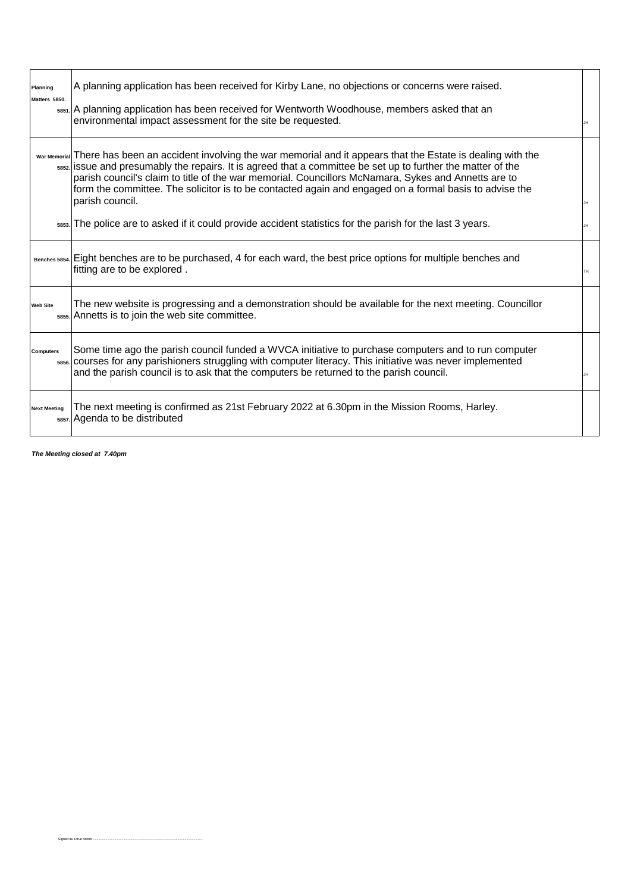| | | |
|---|---|---|
| Planning Matters 5850. | A planning application has been received for Kirby Lane, no objections or concerns were raised. | |
| 5851. | A planning application has been received for Wentworth Woodhouse, members asked that an environmental impact assessment for the site be requested. | JH |
| War Memorial 5852. | There has been an accident involving the war memorial and it appears that the Estate is dealing with the issue and presumably the repairs. It is agreed that a committee be set up to further the matter of the parish council's claim to title of the war memorial. Councillors McNamara, Sykes and Annetts are to form the committee. The solicitor is to be contacted again and engaged on a formal basis to advise the parish council. | JH |
| 5853. | The police are to asked if it could provide accident statistics for the parish for the last 3 years. | JH |
| Benches 5854. | Eight benches are to be purchased, 4 for each ward, the best price options for multiple benches and fitting are to be explored . | TH |
| Web Site 5855. | The new website is progressing and a demonstration should be available for the next meeting. Councillor Annetts is to join the web site committee. | |
| Computers 5856. | Some time ago the parish council funded a WVCA initiative to purchase computers and to run computer courses for any parishioners struggling with computer literacy. This initiative was never implemented and the parish council is to ask that the computers be returned to the parish council. | JH |
| Next Meeting 5857. | The next meeting is confirmed as 21st February 2022 at 6.30pm in the Mission Rooms, Harley. Agenda to be distributed | |

***The Meeting closed at 7.40pm***

Signed as a true record .....................................................................................